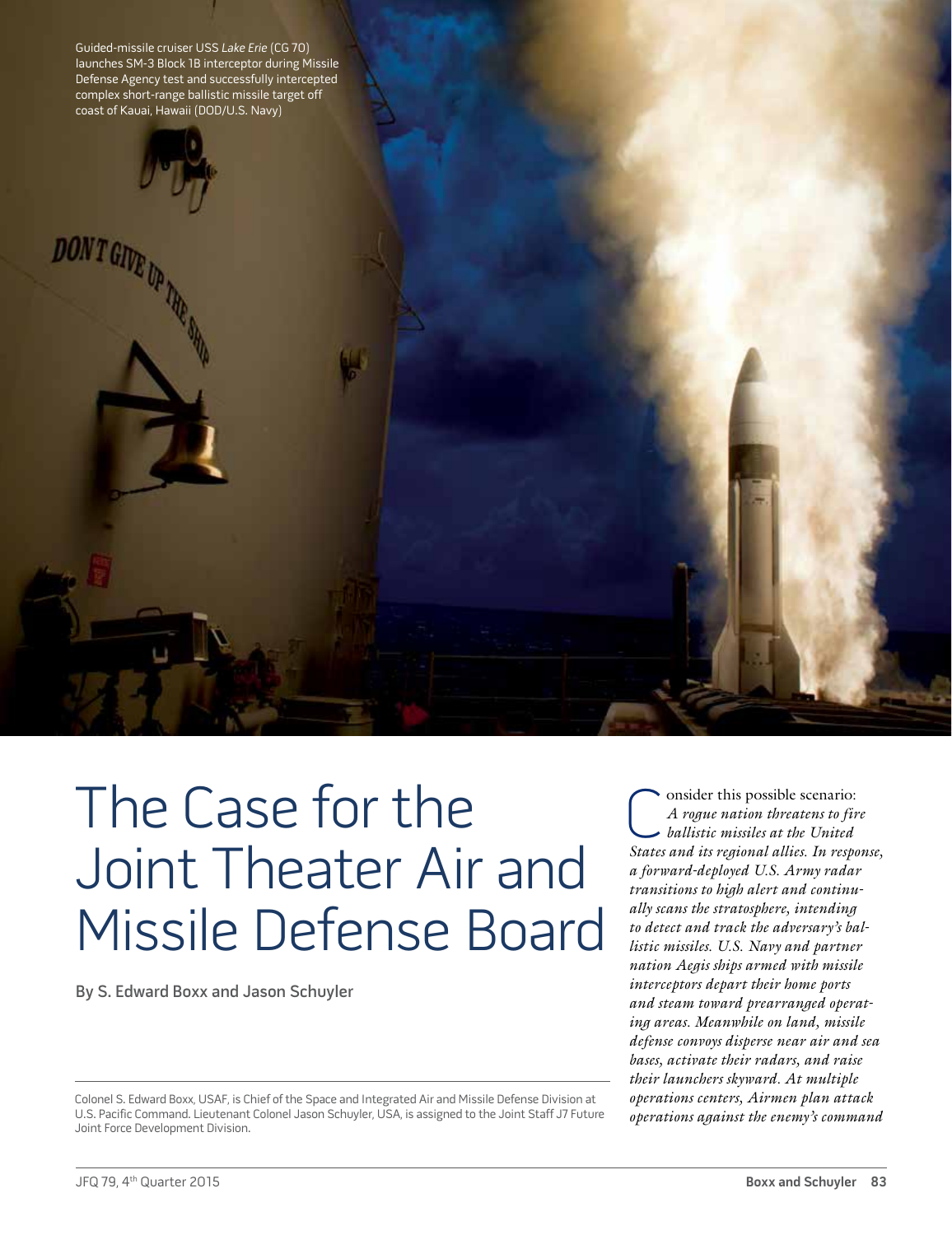Guided-missile cruiser USS *Lake Erie* (CG 70) launches SM-3 Block 1B interceptor during Missile Defense Agency test and successfully intercepted complex short-range ballistic missile target off coast of Kauai, Hawaii (DOD/U.S. Navy)

# The Case for the Joint Theater Air and Missile Defense Board

By S. Edward Boxx and Jason Schuyler

Colonel S. Edward Boxx, USAF, is Chief of the Space and Integrated Air and Missile Defense Division at U.S. Pacific Command. Lieutenant Colonel Jason Schuyler, USA, is assigned to the Joint Staff J7 Future Joint Force Development Division.

Consider this possible scenario: *A rogue nation threatens to fire ballistic missiles at the United States and its regional allies. In response, a forward-deployed U.S. Army radar transitions to high alert and continually scans the stratosphere, intending to detect and track the adversary's ballistic missiles. U.S. Navy and partner nation Aegis ships armed with missile interceptors depart their home ports and steam toward prearranged operating areas. Meanwhile on land, missile defense convoys disperse near air and sea bases, activate their radars, and raise their launchers skyward. At multiple operations centers, Airmen plan attack operations against the enemy's command*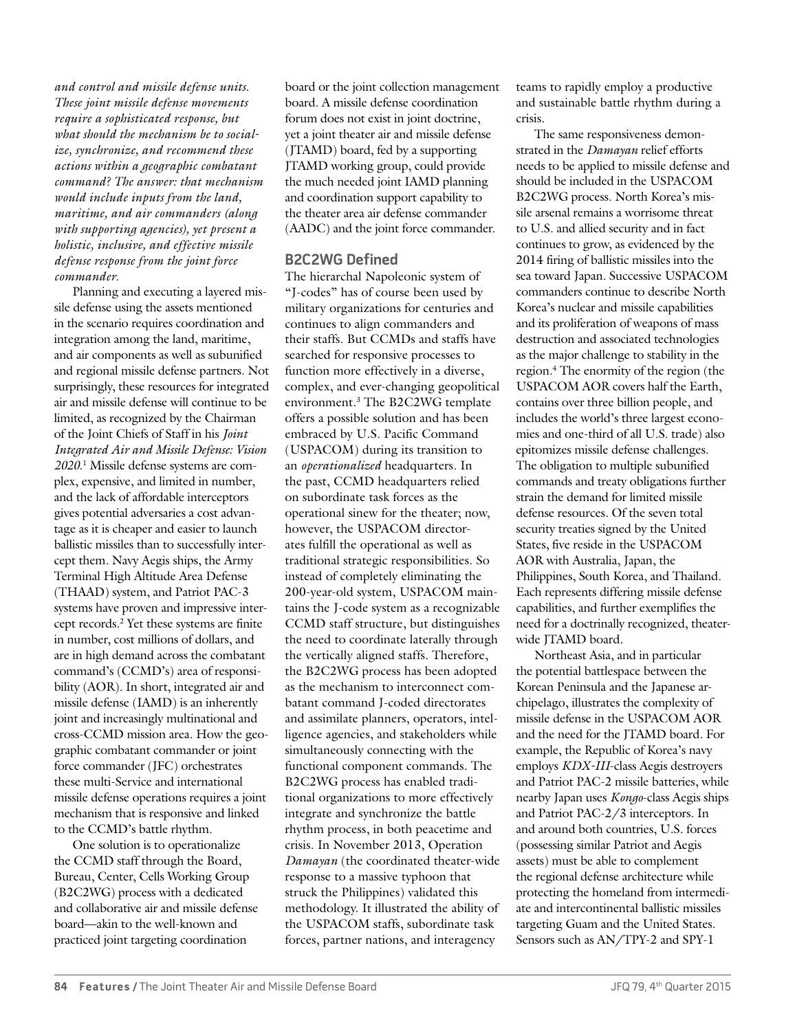*and control and missile defense units. These joint missile defense movements require a sophisticated response, but what should the mechanism be to socialize, synchronize, and recommend these actions within a geographic combatant command? The answer: that mechanism would include inputs from the land, maritime, and air commanders (along with supporting agencies), yet present a holistic, inclusive, and effective missile defense response from the joint force commander.*

Planning and executing a layered missile defense using the assets mentioned in the scenario requires coordination and integration among the land, maritime, and air components as well as subunified and regional missile defense partners. Not surprisingly, these resources for integrated air and missile defense will continue to be limited, as recognized by the Chairman of the Joint Chiefs of Staff in his *Joint Integrated Air and Missile Defense: Vision 2020*.[1] Missile defense systems are complex, expensive, and limited in number, and the lack of affordable interceptors gives potential adversaries a cost advantage as it is cheaper and easier to launch ballistic missiles than to successfully intercept them. Navy Aegis ships, the Army Terminal High Altitude Area Defense (THAAD) system, and Patriot PAC-3 systems have proven and impressive intercept records.[2] Yet these systems are finite in number, cost millions of dollars, and are in high demand across the combatant command's (CCMD's) area of responsibility (AOR). In short, integrated air and missile defense (IAMD) is an inherently joint and increasingly multinational and cross-CCMD mission area. How the geographic combatant commander or joint force commander (JFC) orchestrates these multi-Service and international missile defense operations requires a joint mechanism that is responsive and linked to the CCMD's battle rhythm.

One solution is to operationalize the CCMD staff through the Board, Bureau, Center, Cells Working Group (B2C2WG) process with a dedicated and collaborative air and missile defense board—akin to the well-known and practiced joint targeting coordination board or the joint collection management board. A missile defense coordination forum does not exist in joint doctrine, yet a joint theater air and missile defense (JTAMD) board, fed by a supporting JTAMD working group, could provide the much needed joint IAMD planning and coordination support capability to the theater area air defense commander (AADC) and the joint force commander.

## B2C2WG Defined

The hierarchal Napoleonic system of "J-codes" has of course been used by military organizations for centuries and continues to align commanders and their staffs. But CCMDs and staffs have searched for responsive processes to function more effectively in a diverse, complex, and ever-changing geopolitical environment.[3] The B2C2WG template offers a possible solution and has been embraced by U.S. Pacific Command (USPACOM) during its transition to an *operationalized* headquarters. In the past, CCMD headquarters relied on subordinate task forces as the operational sinew for the theater; now, however, the USPACOM directorates fulfill the operational as well as traditional strategic responsibilities. So instead of completely eliminating the 200-year-old system, USPACOM maintains the J-code system as a recognizable CCMD staff structure, but distinguishes the need to coordinate laterally through the vertically aligned staffs. Therefore, the B2C2WG process has been adopted as the mechanism to interconnect combatant command J-coded directorates and assimilate planners, operators, intelligence agencies, and stakeholders while simultaneously connecting with the functional component commands. The B2C2WG process has enabled traditional organizations to more effectively integrate and synchronize the battle rhythm process, in both peacetime and crisis. In November 2013, Operation *Damayan* (the coordinated theater-wide response to a massive typhoon that struck the Philippines) validated this methodology. It illustrated the ability of the USPACOM staffs, subordinate task forces, partner nations, and interagency teams to rapidly employ a productive and sustainable battle rhythm during a crisis.

The same responsiveness demonstrated in the *Damayan* relief efforts needs to be applied to missile defense and should be included in the USPACOM B2C2WG process. North Korea's missile arsenal remains a worrisome threat to U.S. and allied security and in fact continues to grow, as evidenced by the 2014 firing of ballistic missiles into the sea toward Japan. Successive USPACOM commanders continue to describe North Korea's nuclear and missile capabilities and its proliferation of weapons of mass destruction and associated technologies as the major challenge to stability in the region.[4] The enormity of the region (the USPACOM AOR covers half the Earth, contains over three billion people, and includes the world's three largest economies and one-third of all U.S. trade) also epitomizes missile defense challenges. The obligation to multiple subunified commands and treaty obligations further strain the demand for limited missile defense resources. Of the seven total security treaties signed by the United States, five reside in the USPACOM AOR with Australia, Japan, the Philippines, South Korea, and Thailand. Each represents differing missile defense capabilities, and further exemplifies the need for a doctrinally recognized, theater-wide JTAMD board.

Northeast Asia, and in particular the potential battlespace between the Korean Peninsula and the Japanese archipelago, illustrates the complexity of missile defense in the USPACOM AOR and the need for the JTAMD board. For example, the Republic of Korea's navy employs *KDX-III*-class Aegis destroyers and Patriot PAC-2 missile batteries, while nearby Japan uses *Kongo*-class Aegis ships and Patriot PAC-2/3 interceptors. In and around both countries, U.S. forces (possessing similar Patriot and Aegis assets) must be able to complement the regional defense architecture while protecting the homeland from intermediate and intercontinental ballistic missiles targeting Guam and the United States. Sensors such as AN/TPY-2 and SPY-1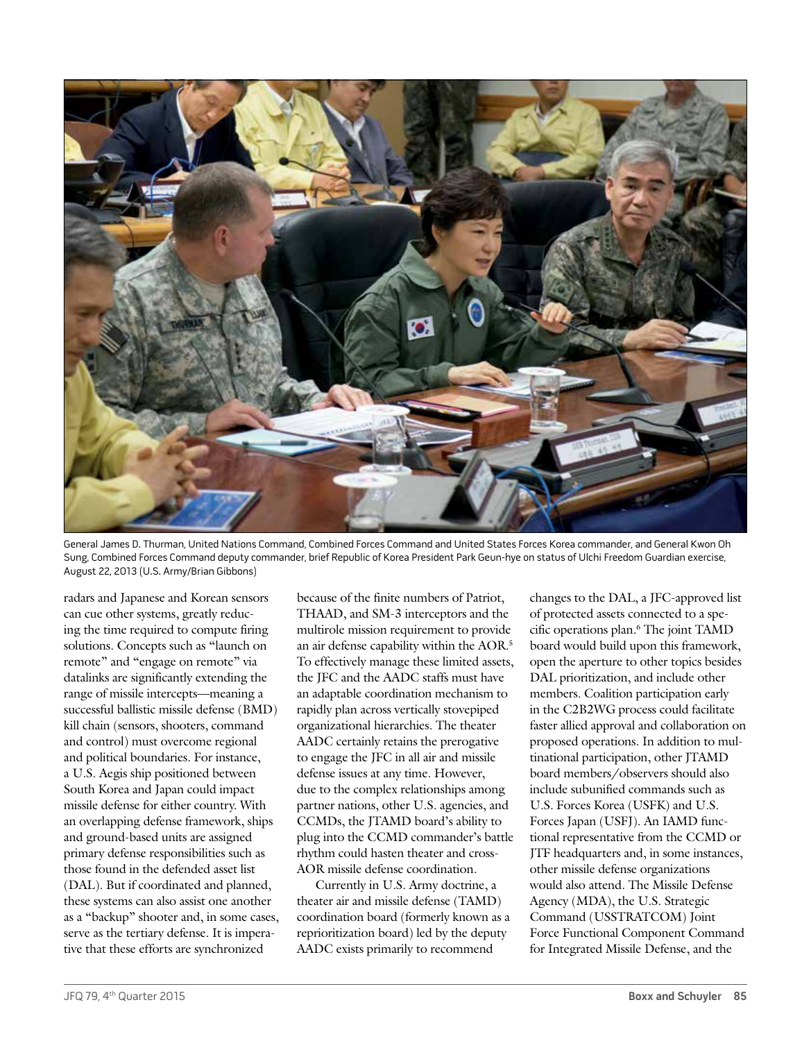General James D. Thurman, United Nations Command, Combined Forces Command and United States Forces Korea commander, and General Kwon Oh Sung, Combined Forces Command deputy commander, brief Republic of Korea President Park Geun-hye on status of Ulchi Freedom Guardian exercise, August 22, 2013 (U.S. Army/Brian Gibbons)

radars and Japanese and Korean sensors can cue other systems, greatly reducing the time required to compute firing solutions. Concepts such as "launch on remote" and "engage on remote" via datalinks are significantly extending the range of missile intercepts—meaning a successful ballistic missile defense (BMD) kill chain (sensors, shooters, command and control) must overcome regional and political boundaries. For instance, a U.S. Aegis ship positioned between South Korea and Japan could impact missile defense for either country. With an overlapping defense framework, ships and ground-based units are assigned primary defense responsibilities such as those found in the defended asset list (DAL). But if coordinated and planned, these systems can also assist one another as a "backup" shooter and, in some cases, serve as the tertiary defense. It is imperative that these efforts are synchronized because of the finite numbers of Patriot, THAAD, and SM-3 interceptors and the multirole mission requirement to provide an air defense capability within the AOR.[5] To effectively manage these limited assets, the JFC and the AADC staffs must have an adaptable coordination mechanism to rapidly plan across vertically stovepiped organizational hierarchies. The theater AADC certainly retains the prerogative to engage the JFC in all air and missile defense issues at any time. However, due to the complex relationships among partner nations, other U.S. agencies, and CCMDs, the JTAMD board's ability to plug into the CCMD commander's battle rhythm could hasten theater and cross-AOR missile defense coordination.

Currently in U.S. Army doctrine, a theater air and missile defense (TAMD) coordination board (formerly known as a reprioritization board) led by the deputy AADC exists primarily to recommend changes to the DAL, a JFC-approved list of protected assets connected to a specific operations plan.[6] The joint TAMD board would build upon this framework, open the aperture to other topics besides DAL prioritization, and include other members. Coalition participation early in the C2B2WG process could facilitate faster allied approval and collaboration on proposed operations. In addition to multinational participation, other JTAMD board members/observers should also include subunified commands such as U.S. Forces Korea (USFK) and U.S. Forces Japan (USFJ). An IAMD functional representative from the CCMD or JTF headquarters and, in some instances, other missile defense organizations would also attend. The Missile Defense Agency (MDA), the U.S. Strategic Command (USSTRATCOM) Joint Force Functional Component Command for Integrated Missile Defense, and the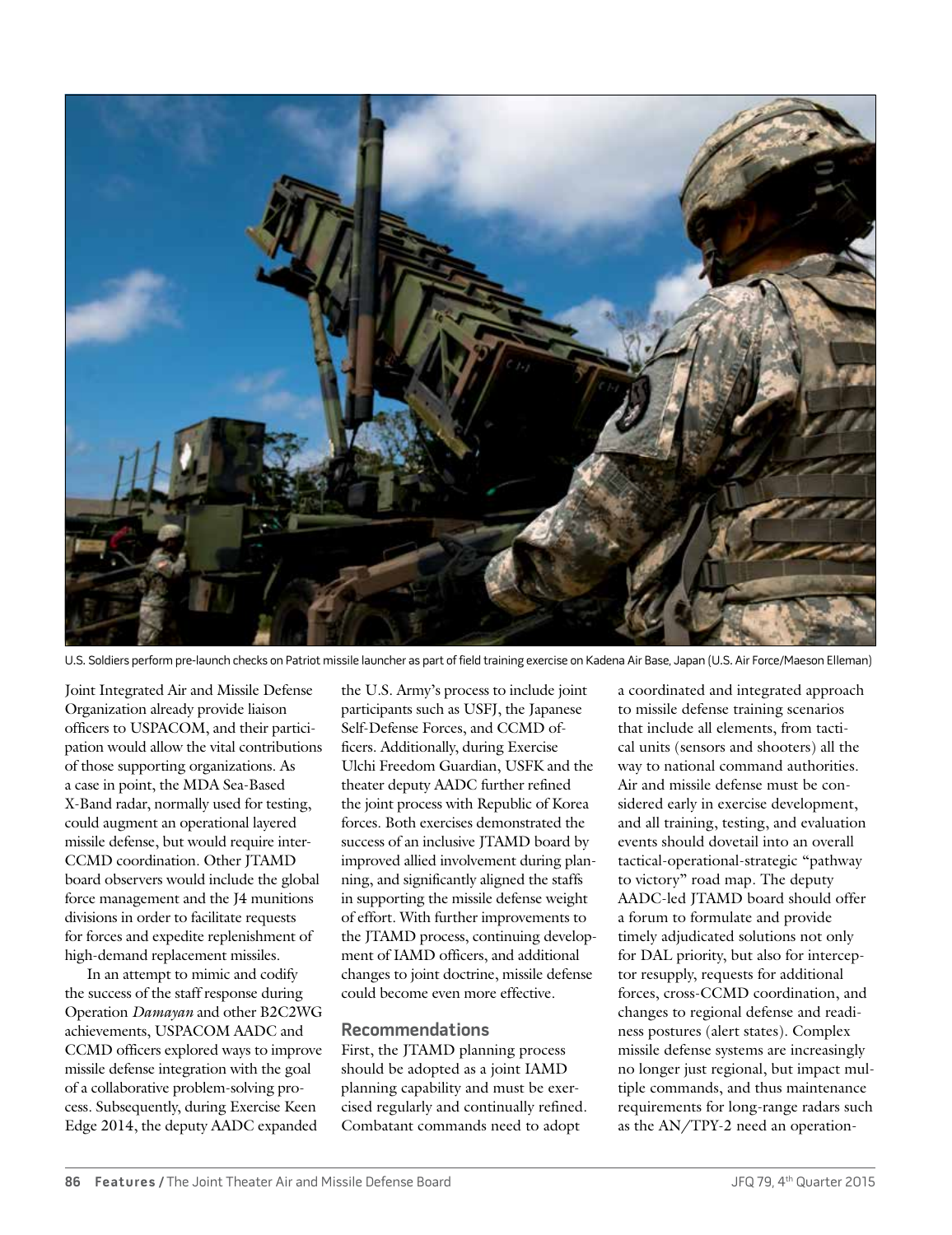U.S. Soldiers perform pre-launch checks on Patriot missile launcher as part of field training exercise on Kadena Air Base, Japan (U.S. Air Force/Maeson Elleman)

Joint Integrated Air and Missile Defense Organization already provide liaison officers to USPACOM, and their participation would allow the vital contributions of those supporting organizations. As a case in point, the MDA Sea-Based X-Band radar, normally used for testing, could augment an operational layered missile defense, but would require inter-CCMD coordination. Other JTAMD board observers would include the global force management and the J4 munitions divisions in order to facilitate requests for forces and expedite replenishment of high-demand replacement missiles.

In an attempt to mimic and codify the success of the staff response during Operation *Damayan* and other B2C2WG achievements, USPACOM AADC and CCMD officers explored ways to improve missile defense integration with the goal of a collaborative problem-solving process. Subsequently, during Exercise Keen Edge 2014, the deputy AADC expanded the U.S. Army's process to include joint participants such as USFJ, the Japanese Self-Defense Forces, and CCMD officers. Additionally, during Exercise Ulchi Freedom Guardian, USFK and the theater deputy AADC further refined the joint process with Republic of Korea forces. Both exercises demonstrated the success of an inclusive JTAMD board by improved allied involvement during planning, and significantly aligned the staffs in supporting the missile defense weight of effort. With further improvements to the JTAMD process, continuing development of IAMD officers, and additional changes to joint doctrine, missile defense could become even more effective.

## Recommendations

First, the JTAMD planning process should be adopted as a joint IAMD planning capability and must be exercised regularly and continually refined. Combatant commands need to adopt a coordinated and integrated approach to missile defense training scenarios that include all elements, from tactical units (sensors and shooters) all the way to national command authorities. Air and missile defense must be considered early in exercise development, and all training, testing, and evaluation events should dovetail into an overall tactical-operational-strategic "pathway to victory" road map. The deputy AADC-led JTAMD board should offer a forum to formulate and provide timely adjudicated solutions not only for DAL priority, but also for interceptor resupply, requests for additional forces, cross-CCMD coordination, and changes to regional defense and readiness postures (alert states). Complex missile defense systems are increasingly no longer just regional, but impact multiple commands, and thus maintenance requirements for long-range radars such as the AN/TPY-2 need an operation-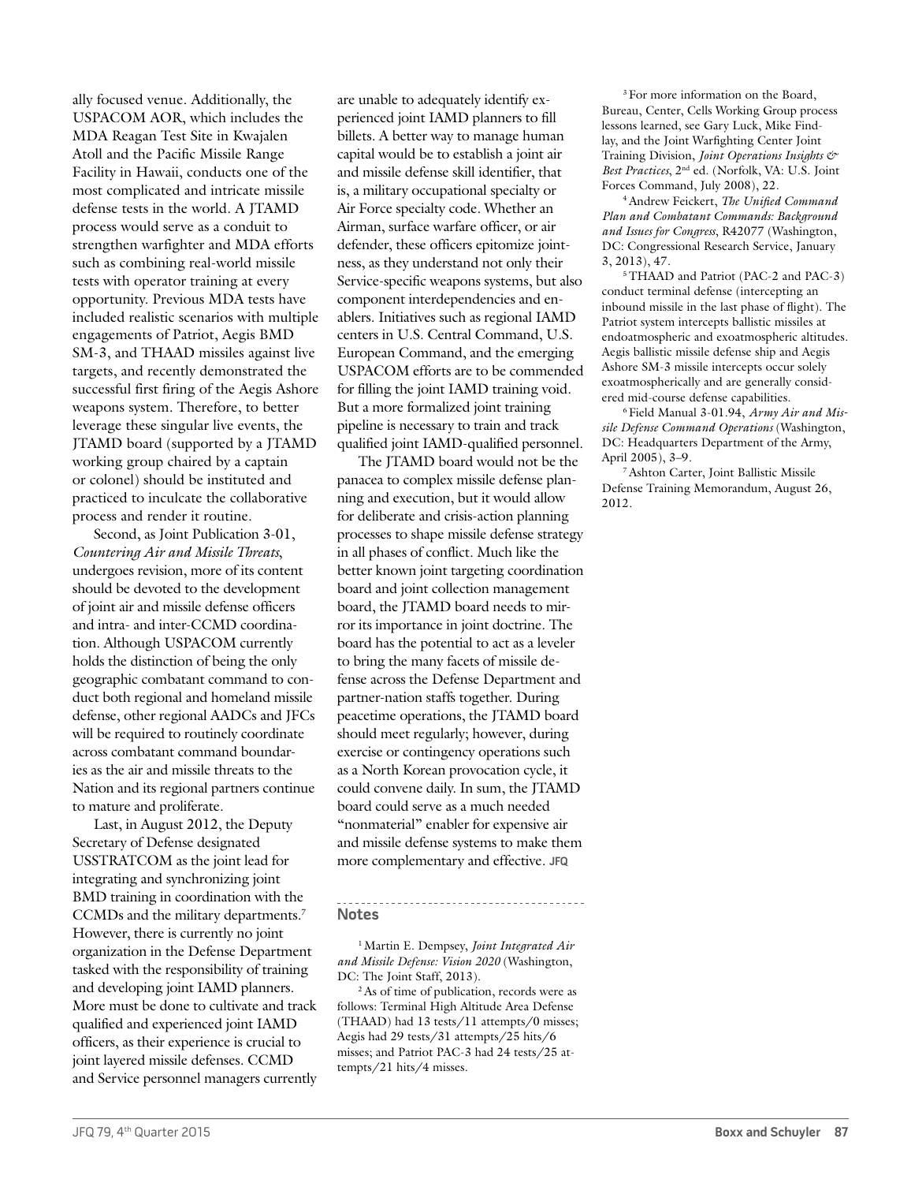ally focused venue. Additionally, the USPACOM AOR, which includes the MDA Reagan Test Site in Kwajalen Atoll and the Pacific Missile Range Facility in Hawaii, conducts one of the most complicated and intricate missile defense tests in the world. A JTAMD process would serve as a conduit to strengthen warfighter and MDA efforts such as combining real-world missile tests with operator training at every opportunity. Previous MDA tests have included realistic scenarios with multiple engagements of Patriot, Aegis BMD SM-3, and THAAD missiles against live targets, and recently demonstrated the successful first firing of the Aegis Ashore weapons system. Therefore, to better leverage these singular live events, the JTAMD board (supported by a JTAMD working group chaired by a captain or colonel) should be instituted and practiced to inculcate the collaborative process and render it routine.

Second, as Joint Publication 3-01, *Countering Air and Missile Threats*, undergoes revision, more of its content should be devoted to the development of joint air and missile defense officers and intra- and inter-CCMD coordination. Although USPACOM currently holds the distinction of being the only geographic combatant command to conduct both regional and homeland missile defense, other regional AADCs and JFCs will be required to routinely coordinate across combatant command boundaries as the air and missile threats to the Nation and its regional partners continue to mature and proliferate.

Last, in August 2012, the Deputy Secretary of Defense designated USSTRATCOM as the joint lead for integrating and synchronizing joint BMD training in coordination with the CCMDs and the military departments.[7] However, there is currently no joint organization in the Defense Department tasked with the responsibility of training and developing joint IAMD planners. More must be done to cultivate and track qualified and experienced joint IAMD officers, as their experience is crucial to joint layered missile defenses. CCMD and Service personnel managers currently are unable to adequately identify experienced joint IAMD planners to fill billets. A better way to manage human capital would be to establish a joint air and missile defense skill identifier, that is, a military occupational specialty or Air Force specialty code. Whether an Airman, surface warfare officer, or air defender, these officers epitomize jointness, as they understand not only their Service-specific weapons systems, but also component interdependencies and enablers. Initiatives such as regional IAMD centers in U.S. Central Command, U.S. European Command, and the emerging USPACOM efforts are to be commended for filling the joint IAMD training void. But a more formalized joint training pipeline is necessary to train and track qualified joint IAMD-qualified personnel.

The JTAMD board would not be the panacea to complex missile defense planning and execution, but it would allow for deliberate and crisis-action planning processes to shape missile defense strategy in all phases of conflict. Much like the better known joint targeting coordination board and joint collection management board, the JTAMD board needs to mirror its importance in joint doctrine. The board has the potential to act as a leveler to bring the many facets of missile defense across the Defense Department and partner-nation staffs together. During peacetime operations, the JTAMD board should meet regularly; however, during exercise or contingency operations such as a North Korean provocation cycle, it could convene daily. In sum, the JTAMD board could serve as a much needed "nonmaterial" enabler for expensive air and missile defense systems to make them more complementary and effective. JFQ

## Notes

[1] Martin E. Dempsey, *Joint Integrated Air and Missile Defense: Vision 2020* (Washington, DC: The Joint Staff, 2013).

[2] As of time of publication, records were as follows: Terminal High Altitude Area Defense (THAAD) had 13 tests/11 attempts/0 misses; Aegis had 29 tests/31 attempts/25 hits/6 misses; and Patriot PAC-3 had 24 tests/25 attempts/21 hits/4 misses.

[3] For more information on the Board, Bureau, Center, Cells Working Group process lessons learned, see Gary Luck, Mike Findlay, and the Joint Warfighting Center Joint Training Division, *Joint Operations Insights & Best Practices*, 2nd ed. (Norfolk, VA: U.S. Joint Forces Command, July 2008), 22.

[4] Andrew Feickert, *The Unified Command Plan and Combatant Commands: Background and Issues for Congress*, R42077 (Washington, DC: Congressional Research Service, January 3, 2013), 47.

[5] THAAD and Patriot (PAC-2 and PAC-3) conduct terminal defense (intercepting an inbound missile in the last phase of flight). The Patriot system intercepts ballistic missiles at endoatmospheric and exoatmospheric altitudes. Aegis ballistic missile defense ship and Aegis Ashore SM-3 missile intercepts occur solely exoatmospherically and are generally considered mid-course defense capabilities.

[6] Field Manual 3-01.94, *Army Air and Missile Defense Command Operations* (Washington, DC: Headquarters Department of the Army, April 2005), 3–9.

[7] Ashton Carter, Joint Ballistic Missile Defense Training Memorandum, August 26, 2012.